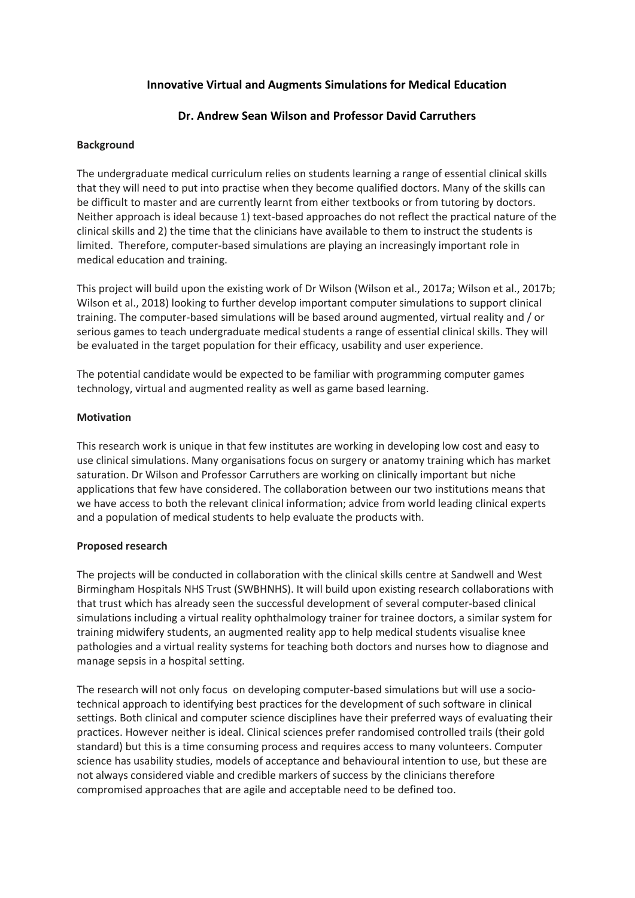# Innovative Virtual and Augments Simulations for Medical Education

## Dr. Andrew Sean Wilson and Professor David Carruthers

**Background**

The undergraduate medical curriculum relies on students learning a range of essential clinical skills that they will need to put into practise when they become qualified doctors. Many of the skills can be difficult to master and are currently learnt from either textbooks or from tutoring by doctors. Neither approach is ideal because 1) text-based approaches do not reflect the practical nature of the clinical skills and 2) the time that the clinicians have available to them to instruct the students is limited. Therefore, computer-based simulations are playing an increasingly important role in medical education and training.

This project will build upon the existing work of Dr Wilson (Wilson et al., 2017a; Wilson et al., 2017b; Wilson et al., 2018) looking to further develop important computer simulations to support clinical training. The computer-based simulations will be based around augmented, virtual reality and / or serious games to teach undergraduate medical students a range of essential clinical skills. They will be evaluated in the target population for their efficacy, usability and user experience.

The potential candidate would be expected to be familiar with programming computer games technology, virtual and augmented reality as well as game based learning.

**Motivation**

This research work is unique in that few institutes are working in developing low cost and easy to use clinical simulations. Many organisations focus on surgery or anatomy training which has market saturation. Dr Wilson and Professor Carruthers are working on clinically important but niche applications that few have considered. The collaboration between our two institutions means that we have access to both the relevant clinical information; advice from world leading clinical experts and a population of medical students to help evaluate the products with.

**Proposed research**

The projects will be conducted in collaboration with the clinical skills centre at Sandwell and West Birmingham Hospitals NHS Trust (SWBHNHS). It will build upon existing research collaborations with that trust which has already seen the successful development of several computer-based clinical simulations including a virtual reality ophthalmology trainer for trainee doctors, a similar system for training midwifery students, an augmented reality app to help medical students visualise knee pathologies and a virtual reality systems for teaching both doctors and nurses how to diagnose and manage sepsis in a hospital setting.

The research will not only focus on developing computer-based simulations but will use a socio-technical approach to identifying best practices for the development of such software in clinical settings. Both clinical and computer science disciplines have their preferred ways of evaluating their practices. However neither is ideal. Clinical sciences prefer randomised controlled trails (their gold standard) but this is a time consuming process and requires access to many volunteers. Computer science has usability studies, models of acceptance and behavioural intention to use, but these are not always considered viable and credible markers of success by the clinicians therefore compromised approaches that are agile and acceptable need to be defined too.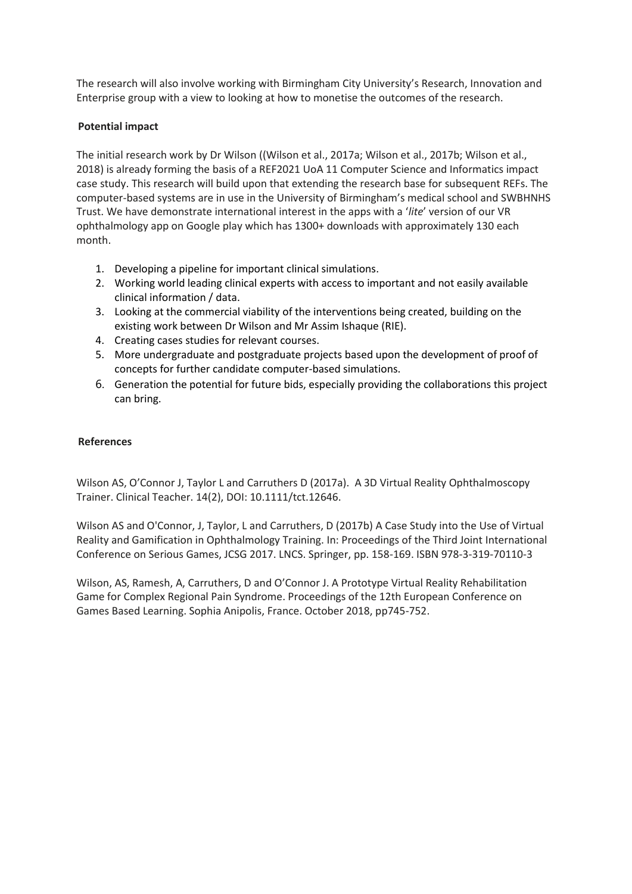The research will also involve working with Birmingham City University's Research, Innovation and Enterprise group with a view to looking at how to monetise the outcomes of the research.

**Potential impact**

The initial research work by Dr Wilson ((Wilson et al., 2017a; Wilson et al., 2017b; Wilson et al., 2018) is already forming the basis of a REF2021 UoA 11 Computer Science and Informatics impact case study. This research will build upon that extending the research base for subsequent REFs. The computer-based systems are in use in the University of Birmingham's medical school and SWBHNHS Trust. We have demonstrate international interest in the apps with a '*lite*' version of our VR ophthalmology app on Google play which has 1300+ downloads with approximately 130 each month.

1. Developing a pipeline for important clinical simulations.
2. Working world leading clinical experts with access to important and not easily available clinical information / data.
3. Looking at the commercial viability of the interventions being created, building on the existing work between Dr Wilson and Mr Assim Ishaque (RIE).
4. Creating cases studies for relevant courses.
5. More undergraduate and postgraduate projects based upon the development of proof of concepts for further candidate computer-based simulations.
6. Generation the potential for future bids, especially providing the collaborations this project can bring.

**References**

Wilson AS, O'Connor J, Taylor L and Carruthers D (2017a). A 3D Virtual Reality Ophthalmoscopy Trainer. Clinical Teacher. 14(2), DOI: 10.1111/tct.12646.

Wilson AS and O'Connor, J, Taylor, L and Carruthers, D (2017b) A Case Study into the Use of Virtual Reality and Gamification in Ophthalmology Training. In: Proceedings of the Third Joint International Conference on Serious Games, JCSG 2017. LNCS. Springer, pp. 158-169. ISBN 978-3-319-70110-3

Wilson, AS, Ramesh, A, Carruthers, D and O'Connor J. A Prototype Virtual Reality Rehabilitation Game for Complex Regional Pain Syndrome. Proceedings of the 12th European Conference on Games Based Learning. Sophia Anipolis, France. October 2018, pp745-752.